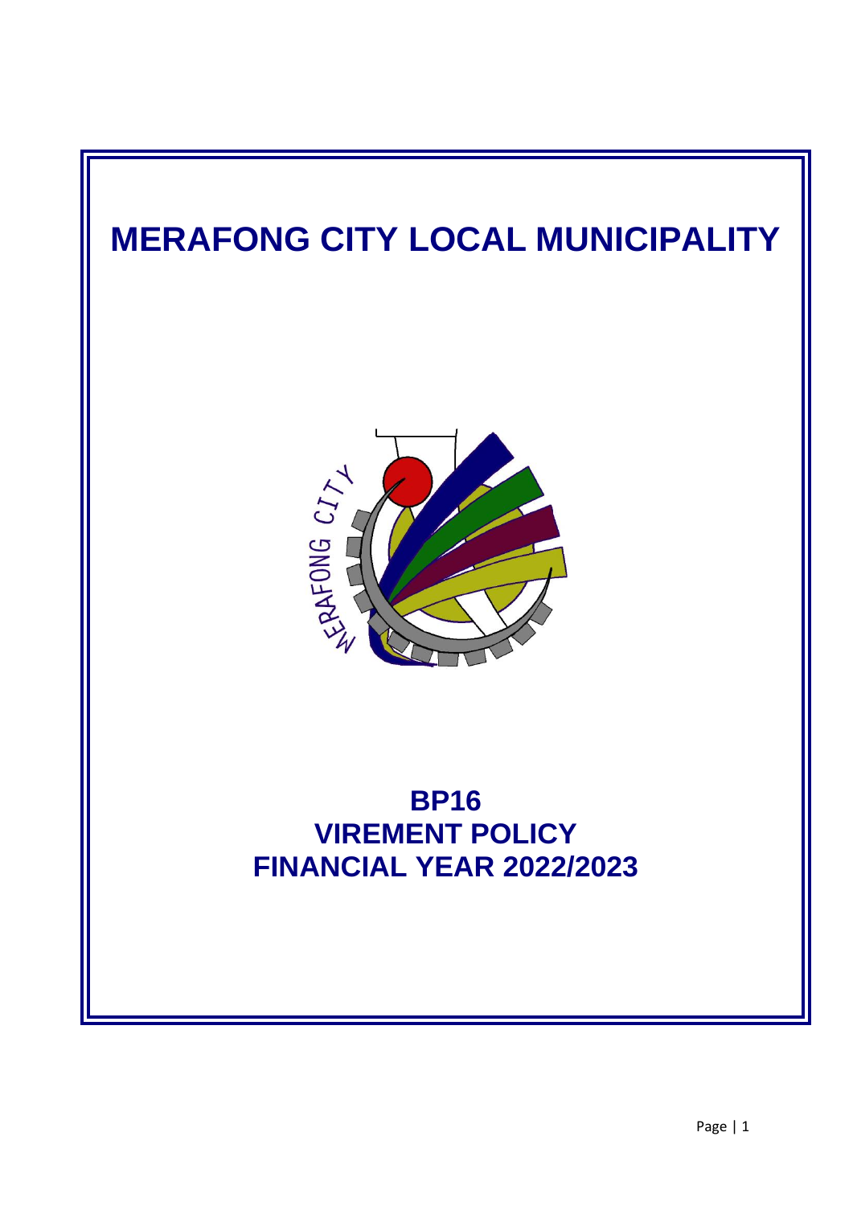# MERAFONG CITY LOCAL MUNICIPALITY

## BP16
## VIREMENT POLICY
## FINANCIAL YEAR 2022/2023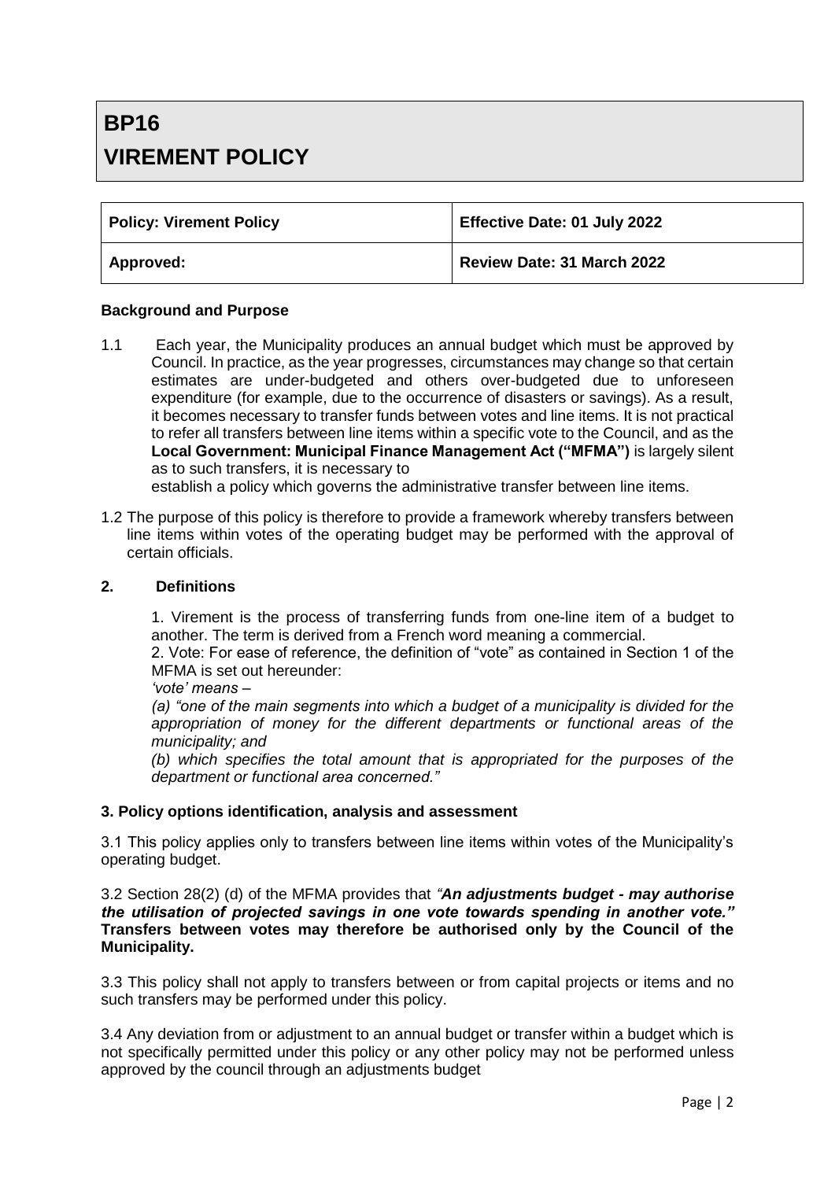# BP16

# VIREMENT POLICY

| Policy: Virement Policy | Effective Date: 01 July 2022 |
|---|---|
| Approved: | Review Date: 31 March 2022 |

**Background and Purpose**

1.1 Each year, the Municipality produces an annual budget which must be approved by Council. In practice, as the year progresses, circumstances may change so that certain estimates are under-budgeted and others over-budgeted due to unforeseen expenditure (for example, due to the occurrence of disasters or savings). As a result, it becomes necessary to transfer funds between votes and line items. It is not practical to refer all transfers between line items within a specific vote to the Council, and as the **Local Government: Municipal Finance Management Act ("MFMA")** is largely silent as to such transfers, it is necessary to establish a policy which governs the administrative transfer between line items.

1.2 The purpose of this policy is therefore to provide a framework whereby transfers between line items within votes of the operating budget may be performed with the approval of certain officials.

## 2. Definitions

1. Virement is the process of transferring funds from one-line item of a budget to another. The term is derived from a French word meaning a commercial.

2. Vote: For ease of reference, the definition of "vote" as contained in Section 1 of the MFMA is set out hereunder:

*'vote' means –*

*(a) "one of the main segments into which a budget of a municipality is divided for the appropriation of money for the different departments or functional areas of the municipality; and*

*(b) which specifies the total amount that is appropriated for the purposes of the department or functional area concerned."*

## 3. Policy options identification, analysis and assessment

3.1 This policy applies only to transfers between line items within votes of the Municipality's operating budget.

3.2 Section 28(2) (d) of the MFMA provides that *"**An adjustments budget - may authorise the utilisation of projected savings in one vote towards spending in another vote.**"* **Transfers between votes may therefore be authorised only by the Council of the Municipality.**

3.3 This policy shall not apply to transfers between or from capital projects or items and no such transfers may be performed under this policy.

3.4 Any deviation from or adjustment to an annual budget or transfer within a budget which is not specifically permitted under this policy or any other policy may not be performed unless approved by the council through an adjustments budget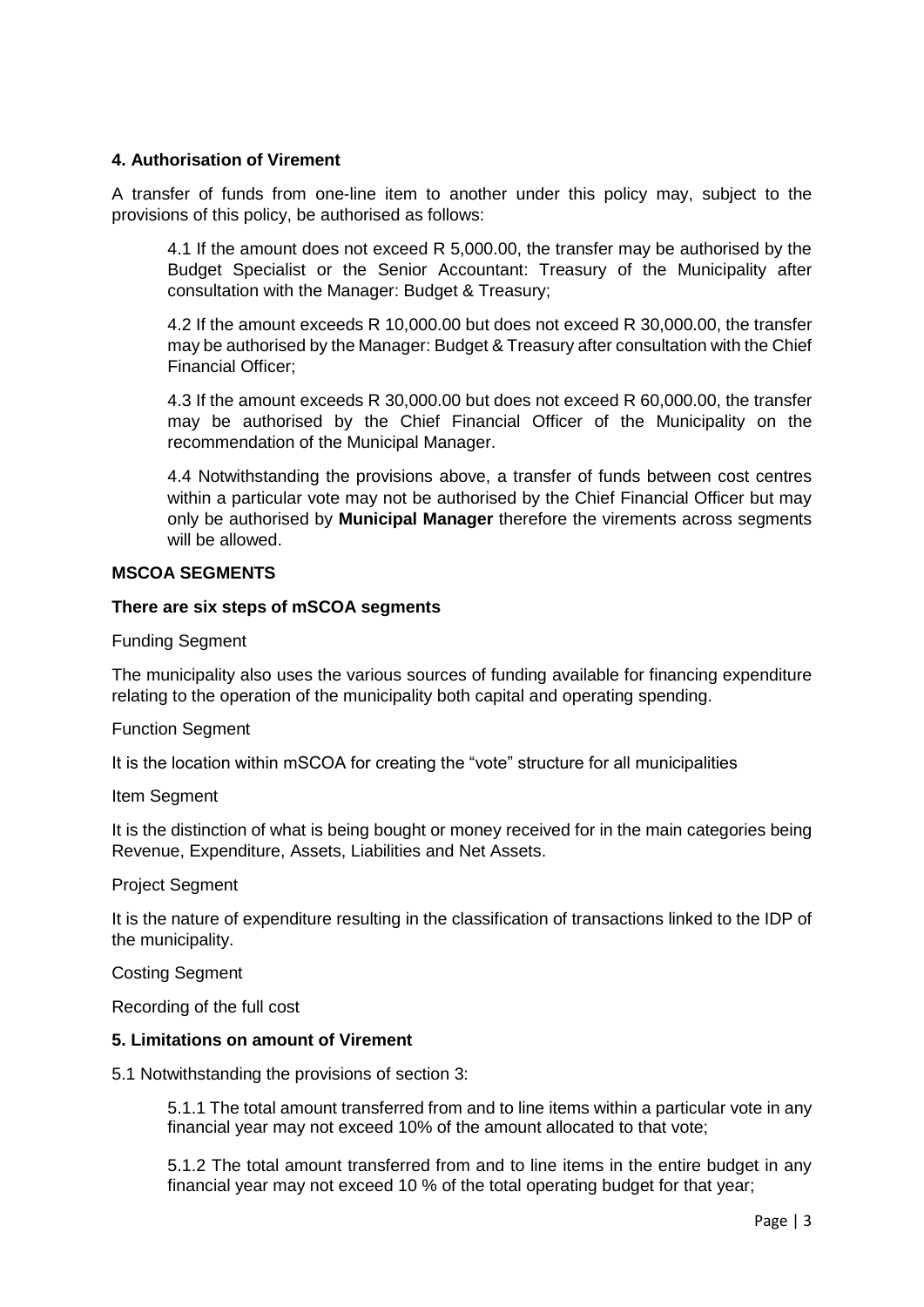## 4. Authorisation of Virement

A transfer of funds from one-line item to another under this policy may, subject to the provisions of this policy, be authorised as follows:

4.1 If the amount does not exceed R 5,000.00, the transfer may be authorised by the Budget Specialist or the Senior Accountant: Treasury of the Municipality after consultation with the Manager: Budget & Treasury;

4.2 If the amount exceeds R 10,000.00 but does not exceed R 30,000.00, the transfer may be authorised by the Manager: Budget & Treasury after consultation with the Chief Financial Officer;

4.3 If the amount exceeds R 30,000.00 but does not exceed R 60,000.00, the transfer may be authorised by the Chief Financial Officer of the Municipality on the recommendation of the Municipal Manager.

4.4 Notwithstanding the provisions above, a transfer of funds between cost centres within a particular vote may not be authorised by the Chief Financial Officer but may only be authorised by **Municipal Manager** therefore the virements across segments will be allowed.

**MSCOA SEGMENTS**

**There are six steps of mSCOA segments**

Funding Segment

The municipality also uses the various sources of funding available for financing expenditure relating to the operation of the municipality both capital and operating spending.

Function Segment

It is the location within mSCOA for creating the "vote" structure for all municipalities

Item Segment

It is the distinction of what is being bought or money received for in the main categories being Revenue, Expenditure, Assets, Liabilities and Net Assets.

Project Segment

It is the nature of expenditure resulting in the classification of transactions linked to the IDP of the municipality.

Costing Segment

Recording of the full cost

## 5. Limitations on amount of Virement

5.1 Notwithstanding the provisions of section 3:

5.1.1 The total amount transferred from and to line items within a particular vote in any financial year may not exceed 10% of the amount allocated to that vote;

5.1.2 The total amount transferred from and to line items in the entire budget in any financial year may not exceed 10 % of the total operating budget for that year;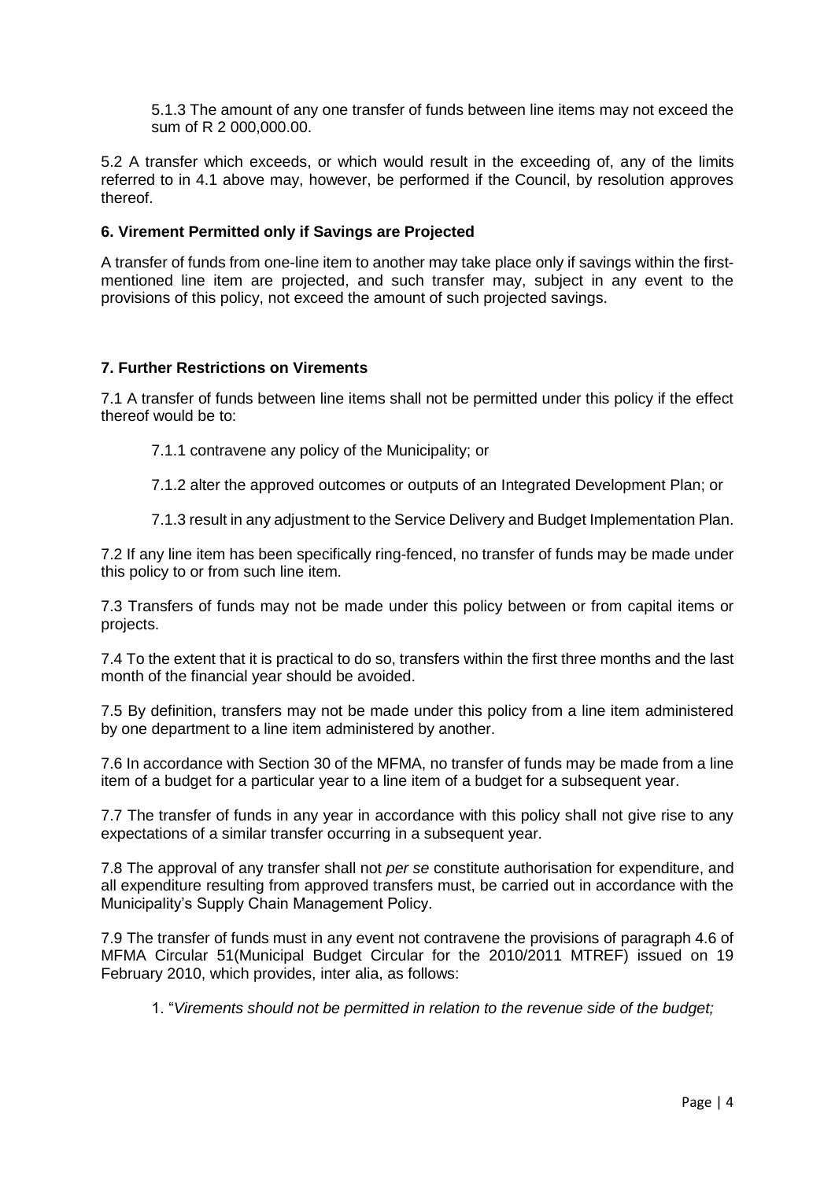5.1.3 The amount of any one transfer of funds between line items may not exceed the sum of R 2 000,000.00.

5.2 A transfer which exceeds, or which would result in the exceeding of, any of the limits referred to in 4.1 above may, however, be performed if the Council, by resolution approves thereof.

### 6. Virement Permitted only if Savings are Projected

A transfer of funds from one-line item to another may take place only if savings within the first-mentioned line item are projected, and such transfer may, subject in any event to the provisions of this policy, not exceed the amount of such projected savings.

### 7. Further Restrictions on Virements

7.1 A transfer of funds between line items shall not be permitted under this policy if the effect thereof would be to:

7.1.1 contravene any policy of the Municipality; or

7.1.2 alter the approved outcomes or outputs of an Integrated Development Plan; or

7.1.3 result in any adjustment to the Service Delivery and Budget Implementation Plan.

7.2 If any line item has been specifically ring-fenced, no transfer of funds may be made under this policy to or from such line item.

7.3 Transfers of funds may not be made under this policy between or from capital items or projects.

7.4 To the extent that it is practical to do so, transfers within the first three months and the last month of the financial year should be avoided.

7.5 By definition, transfers may not be made under this policy from a line item administered by one department to a line item administered by another.

7.6 In accordance with Section 30 of the MFMA, no transfer of funds may be made from a line item of a budget for a particular year to a line item of a budget for a subsequent year.

7.7 The transfer of funds in any year in accordance with this policy shall not give rise to any expectations of a similar transfer occurring in a subsequent year.

7.8 The approval of any transfer shall not *per se* constitute authorisation for expenditure, and all expenditure resulting from approved transfers must, be carried out in accordance with the Municipality's Supply Chain Management Policy.

7.9 The transfer of funds must in any event not contravene the provisions of paragraph 4.6 of MFMA Circular 51(Municipal Budget Circular for the 2010/2011 MTREF) issued on 19 February 2010, which provides, inter alia, as follows:

1. "*Virements should not be permitted in relation to the revenue side of the budget;*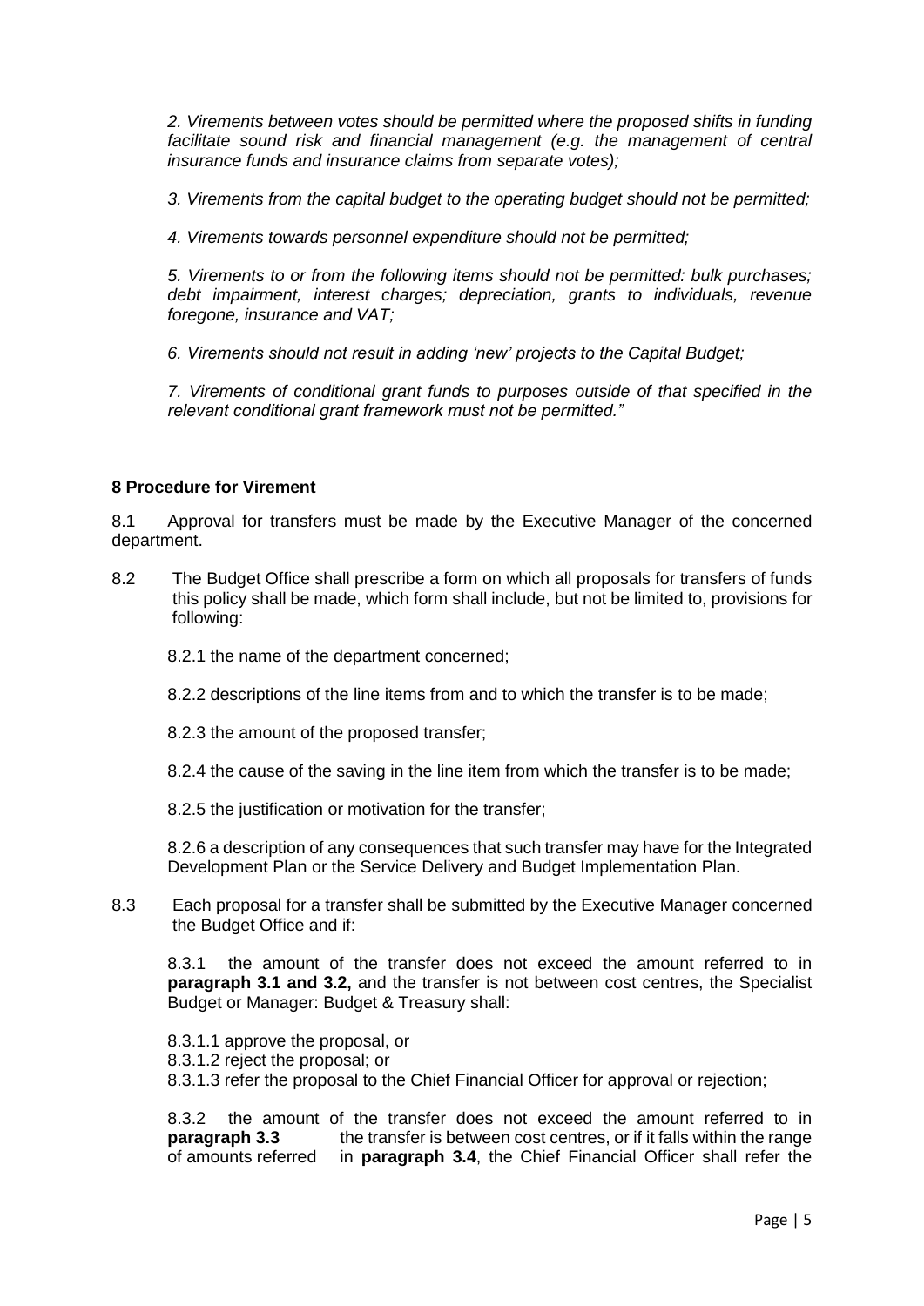*2. Virements between votes should be permitted where the proposed shifts in funding facilitate sound risk and financial management (e.g. the management of central insurance funds and insurance claims from separate votes);*

*3. Virements from the capital budget to the operating budget should not be permitted;*

*4. Virements towards personnel expenditure should not be permitted;*

*5. Virements to or from the following items should not be permitted: bulk purchases; debt impairment, interest charges; depreciation, grants to individuals, revenue foregone, insurance and VAT;*

*6. Virements should not result in adding 'new' projects to the Capital Budget;*

*7. Virements of conditional grant funds to purposes outside of that specified in the relevant conditional grant framework must not be permitted."*

## 8 Procedure for Virement

8.1 Approval for transfers must be made by the Executive Manager of the concerned department.

8.2 The Budget Office shall prescribe a form on which all proposals for transfers of funds this policy shall be made, which form shall include, but not be limited to, provisions for following:

8.2.1 the name of the department concerned;

8.2.2 descriptions of the line items from and to which the transfer is to be made;

8.2.3 the amount of the proposed transfer;

8.2.4 the cause of the saving in the line item from which the transfer is to be made;

8.2.5 the justification or motivation for the transfer;

8.2.6 a description of any consequences that such transfer may have for the Integrated Development Plan or the Service Delivery and Budget Implementation Plan.

8.3 Each proposal for a transfer shall be submitted by the Executive Manager concerned the Budget Office and if:

8.3.1 the amount of the transfer does not exceed the amount referred to in **paragraph 3.1 and 3.2,** and the transfer is not between cost centres, the Specialist Budget or Manager: Budget & Treasury shall:

8.3.1.1 approve the proposal, or
8.3.1.2 reject the proposal; or
8.3.1.3 refer the proposal to the Chief Financial Officer for approval or rejection;

8.3.2 the amount of the transfer does not exceed the amount referred to in **paragraph 3.3** the transfer is between cost centres, or if it falls within the range of amounts referred in **paragraph 3.4**, the Chief Financial Officer shall refer the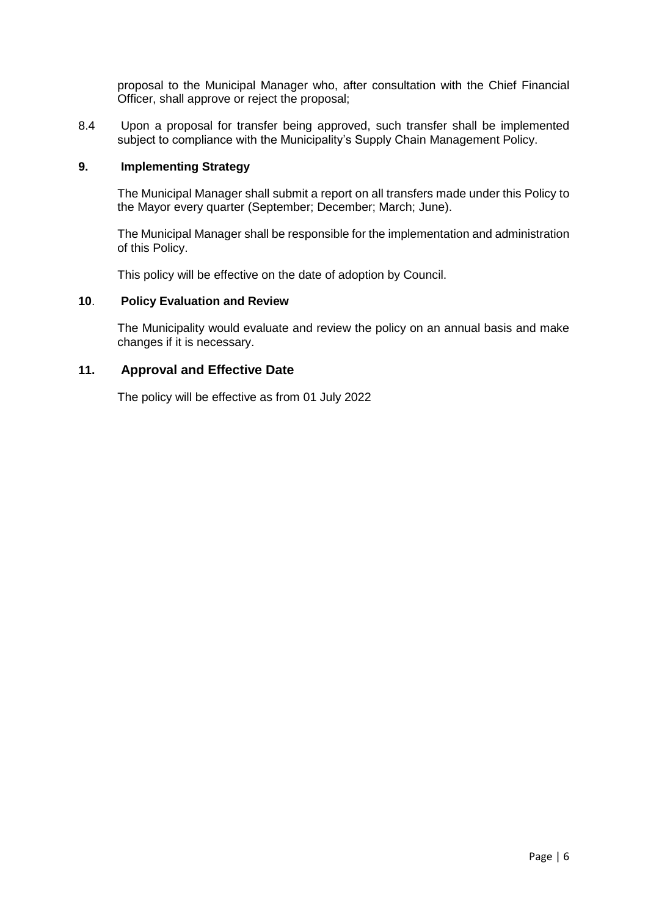proposal to the Municipal Manager who, after consultation with the Chief Financial Officer, shall approve or reject the proposal;

8.4 Upon a proposal for transfer being approved, such transfer shall be implemented subject to compliance with the Municipality's Supply Chain Management Policy.

## 9. Implementing Strategy

The Municipal Manager shall submit a report on all transfers made under this Policy to the Mayor every quarter (September; December; March; June).

The Municipal Manager shall be responsible for the implementation and administration of this Policy.

This policy will be effective on the date of adoption by Council.

## 10. Policy Evaluation and Review

The Municipality would evaluate and review the policy on an annual basis and make changes if it is necessary.

## 11. Approval and Effective Date

The policy will be effective as from 01 July 2022